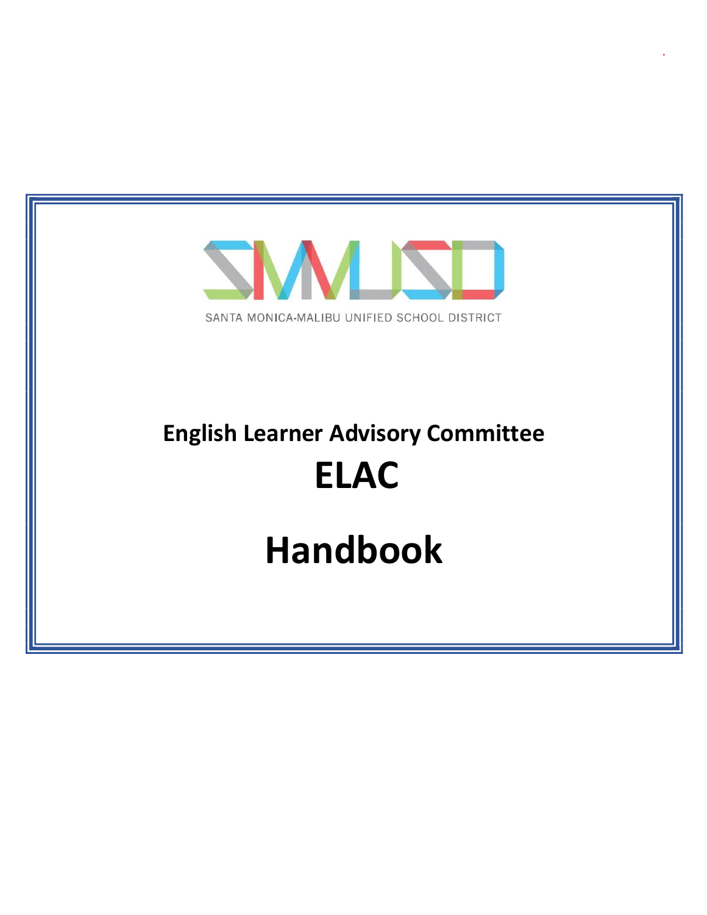SMMUSD

SANTA MONICA-MALIBU UNIFIED SCHOOL DISTRICT

# English Learner Advisory Committee

# ELAC

# Handbook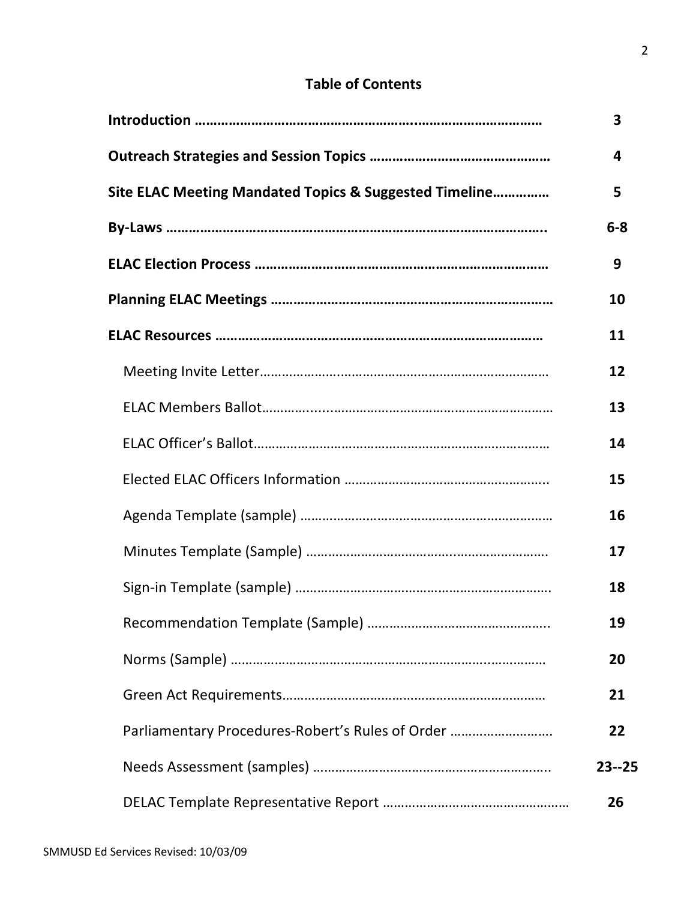## Table of Contents

| | |
|---|---|
| **Introduction** | **3** |
| **Outreach Strategies and Session Topics** | **4** |
| **Site ELAC Meeting Mandated Topics & Suggested Timeline** | **5** |
| **By-Laws** | **6-8** |
| **ELAC Election Process** | **9** |
| **Planning ELAC Meetings** | **10** |
| **ELAC Resources** | **11** |
| Meeting Invite Letter | **12** |
| ELAC Members Ballot | **13** |
| ELAC Officer's Ballot | **14** |
| Elected ELAC Officers Information | **15** |
| Agenda Template (sample) | **16** |
| Minutes Template (Sample) | **17** |
| Sign-in Template (sample) | **18** |
| Recommendation Template (Sample) | **19** |
| Norms (Sample) | **20** |
| Green Act Requirements | **21** |
| Parliamentary Procedures-Robert's Rules of Order | **22** |
| Needs Assessment (samples) | **23--25** |
| DELAC Template Representative Report | **26** |

SMMUSD Ed Services Revised: 10/03/09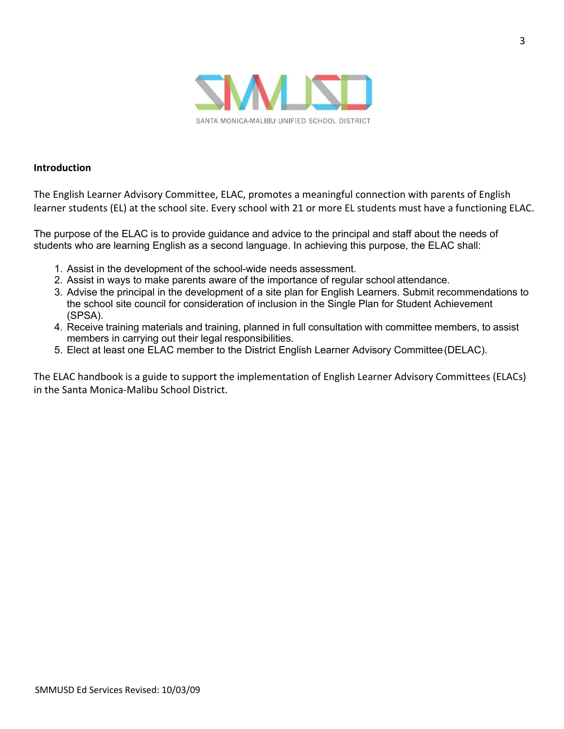SANTA MONICA-MALIBU UNIFIED SCHOOL DISTRICT

**Introduction**

The English Learner Advisory Committee, ELAC, promotes a meaningful connection with parents of English learner students (EL) at the school site. Every school with 21 or more EL students must have a functioning ELAC.

The purpose of the ELAC is to provide guidance and advice to the principal and staff about the needs of students who are learning English as a second language. In achieving this purpose, the ELAC shall:

1. Assist in the development of the school-wide needs assessment.
2. Assist in ways to make parents aware of the importance of regular school attendance.
3. Advise the principal in the development of a site plan for English Learners. Submit recommendations to the school site council for consideration of inclusion in the Single Plan for Student Achievement (SPSA).
4. Receive training materials and training, planned in full consultation with committee members, to assist members in carrying out their legal responsibilities.
5. Elect at least one ELAC member to the District English Learner Advisory Committee (DELAC).

The ELAC handbook is a guide to support the implementation of English Learner Advisory Committees (ELACs) in the Santa Monica-Malibu School District.

SMMUSD Ed Services Revised: 10/03/09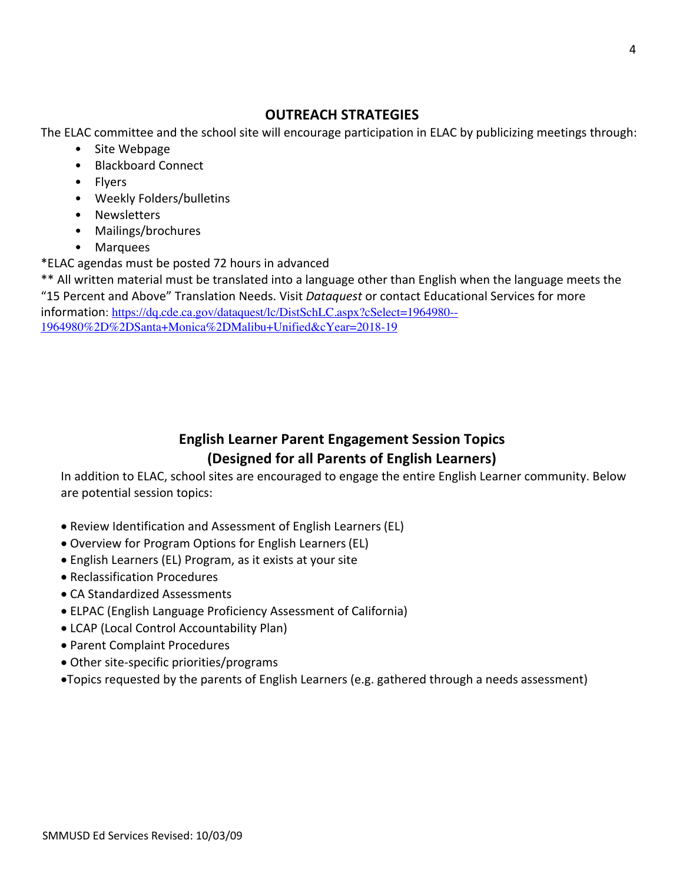## OUTREACH STRATEGIES

The ELAC committee and the school site will encourage participation in ELAC by publicizing meetings through:

- Site Webpage
- Blackboard Connect
- Flyers
- Weekly Folders/bulletins
- Newsletters
- Mailings/brochures
- Marquees

*ELAC agendas must be posted 72 hours in advanced

** All written material must be translated into a language other than English when the language meets the "15 Percent and Above" Translation Needs. Visit *Dataquest* or contact Educational Services for more information: https://dq.cde.ca.gov/dataquest/lc/DistSchLC.aspx?cSelect=1964980--1964980%2D%2DSanta+Monica%2DMalibu+Unified&cYear=2018-19

## English Learner Parent Engagement Session Topics (Designed for all Parents of English Learners)

In addition to ELAC, school sites are encouraged to engage the entire English Learner community. Below are potential session topics:

- Review Identification and Assessment of English Learners (EL)
- Overview for Program Options for English Learners (EL)
- English Learners (EL) Program, as it exists at your site
- Reclassification Procedures
- CA Standardized Assessments
- ELPAC (English Language Proficiency Assessment of California)
- LCAP (Local Control Accountability Plan)
- Parent Complaint Procedures
- Other site-specific priorities/programs
- Topics requested by the parents of English Learners (e.g. gathered through a needs assessment)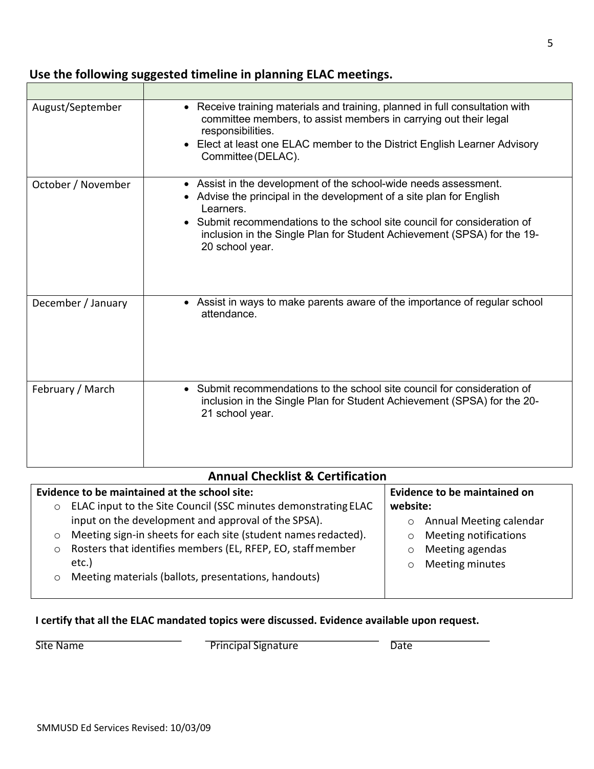## Use the following suggested timeline in planning ELAC meetings.

| | |
|---|---|
| August/September | • Receive training materials and training, planned in full consultation with committee members, to assist members in carrying out their legal responsibilities.<br>• Elect at least one ELAC member to the District English Learner Advisory Committee (DELAC). |
| October / November | • Assist in the development of the school-wide needs assessment.<br>• Advise the principal in the development of a site plan for English Learners.<br>• Submit recommendations to the school site council for consideration of inclusion in the Single Plan for Student Achievement (SPSA) for the 19-20 school year. |
| December / January | • Assist in ways to make parents aware of the importance of regular school attendance. |
| February / March | • Submit recommendations to the school site council for consideration of inclusion in the Single Plan for Student Achievement (SPSA) for the 20-21 school year. |

## Annual Checklist & Certification

| Evidence to be maintained at the school site: | Evidence to be maintained on website: |
|---|---|
| ○ ELAC input to the Site Council (SSC minutes demonstrating ELAC input on the development and approval of the SPSA).<br>○ Meeting sign-in sheets for each site (student names redacted).<br>○ Rosters that identifies members (EL, RFEP, EO, staff member etc.)<br>○ Meeting materials (ballots, presentations, handouts) | ○ Annual Meeting calendar<br>○ Meeting notifications<br>○ Meeting agendas<br>○ Meeting minutes |

**I certify that all the ELAC mandated topics were discussed. Evidence available upon request.**

\_\_\_\_\_\_\_\_\_\_\_\_\_\_\_\_\_\_\_\_ \_\_\_\_\_\_\_\_\_\_\_\_\_\_\_\_\_\_\_\_\_\_\_\_ \_\_\_\_\_\_\_\_\_\_\_\_\_\_

Site Name Principal Signature Date

SMMUSD Ed Services Revised: 10/03/09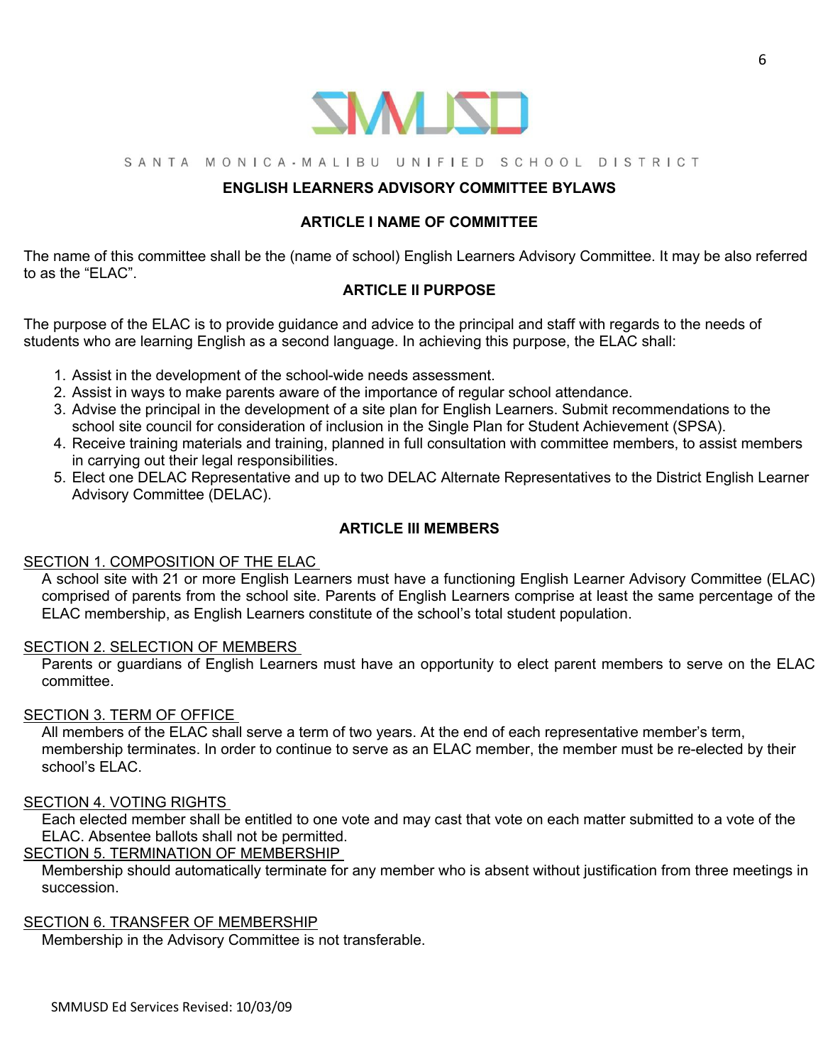SANTA MONICA-MALIBU UNIFIED SCHOOL DISTRICT

## ENGLISH LEARNERS ADVISORY COMMITTEE BYLAWS

### ARTICLE I NAME OF COMMITTEE

The name of this committee shall be the (name of school) English Learners Advisory Committee. It may be also referred to as the "ELAC".

### ARTICLE II PURPOSE

The purpose of the ELAC is to provide guidance and advice to the principal and staff with regards to the needs of students who are learning English as a second language. In achieving this purpose, the ELAC shall:

1. Assist in the development of the school-wide needs assessment.
2. Assist in ways to make parents aware of the importance of regular school attendance.
3. Advise the principal in the development of a site plan for English Learners. Submit recommendations to the school site council for consideration of inclusion in the Single Plan for Student Achievement (SPSA).
4. Receive training materials and training, planned in full consultation with committee members, to assist members in carrying out their legal responsibilities.
5. Elect one DELAC Representative and up to two DELAC Alternate Representatives to the District English Learner Advisory Committee (DELAC).

### ARTICLE III MEMBERS

SECTION 1. COMPOSITION OF THE ELAC

A school site with 21 or more English Learners must have a functioning English Learner Advisory Committee (ELAC) comprised of parents from the school site. Parents of English Learners comprise at least the same percentage of the ELAC membership, as English Learners constitute of the school's total student population.

SECTION 2. SELECTION OF MEMBERS

Parents or guardians of English Learners must have an opportunity to elect parent members to serve on the ELAC committee.

SECTION 3. TERM OF OFFICE

All members of the ELAC shall serve a term of two years. At the end of each representative member's term, membership terminates. In order to continue to serve as an ELAC member, the member must be re-elected by their school's ELAC.

SECTION 4. VOTING RIGHTS

Each elected member shall be entitled to one vote and may cast that vote on each matter submitted to a vote of the ELAC. Absentee ballots shall not be permitted.

SECTION 5. TERMINATION OF MEMBERSHIP

Membership should automatically terminate for any member who is absent without justification from three meetings in succession.

SECTION 6. TRANSFER OF MEMBERSHIP

Membership in the Advisory Committee is not transferable.

SMMUSD Ed Services Revised: 10/03/09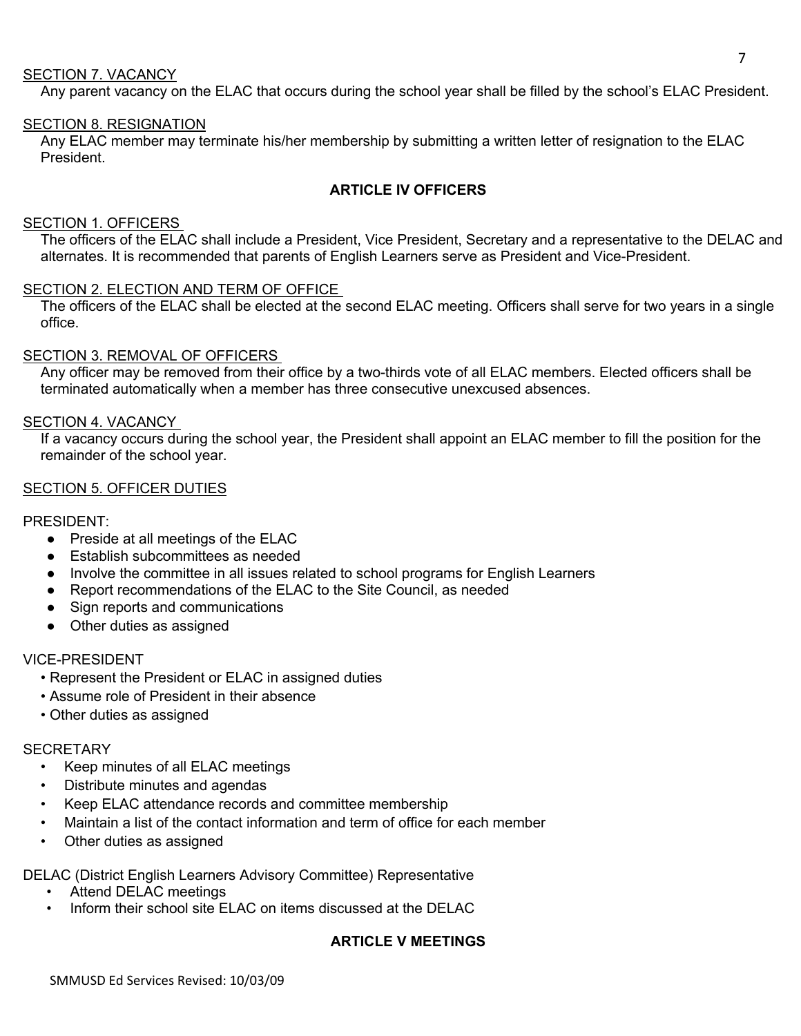SECTION 7. VACANCY

Any parent vacancy on the ELAC that occurs during the school year shall be filled by the school's ELAC President.

SECTION 8. RESIGNATION

Any ELAC member may terminate his/her membership by submitting a written letter of resignation to the ELAC President.

## ARTICLE IV OFFICERS

SECTION 1. OFFICERS

The officers of the ELAC shall include a President, Vice President, Secretary and a representative to the DELAC and alternates. It is recommended that parents of English Learners serve as President and Vice-President.

SECTION 2. ELECTION AND TERM OF OFFICE

The officers of the ELAC shall be elected at the second ELAC meeting. Officers shall serve for two years in a single office.

SECTION 3. REMOVAL OF OFFICERS

Any officer may be removed from their office by a two-thirds vote of all ELAC members. Elected officers shall be terminated automatically when a member has three consecutive unexcused absences.

SECTION 4. VACANCY

If a vacancy occurs during the school year, the President shall appoint an ELAC member to fill the position for the remainder of the school year.

SECTION 5. OFFICER DUTIES

PRESIDENT:

- Preside at all meetings of the ELAC
- Establish subcommittees as needed
- Involve the committee in all issues related to school programs for English Learners
- Report recommendations of the ELAC to the Site Council, as needed
- Sign reports and communications
- Other duties as assigned

VICE-PRESIDENT

- Represent the President or ELAC in assigned duties
- Assume role of President in their absence
- Other duties as assigned

SECRETARY

- Keep minutes of all ELAC meetings
- Distribute minutes and agendas
- Keep ELAC attendance records and committee membership
- Maintain a list of the contact information and term of office for each member
- Other duties as assigned

DELAC (District English Learners Advisory Committee) Representative

- Attend DELAC meetings
- Inform their school site ELAC on items discussed at the DELAC

## ARTICLE V MEETINGS

SMMUSD Ed Services Revised: 10/03/09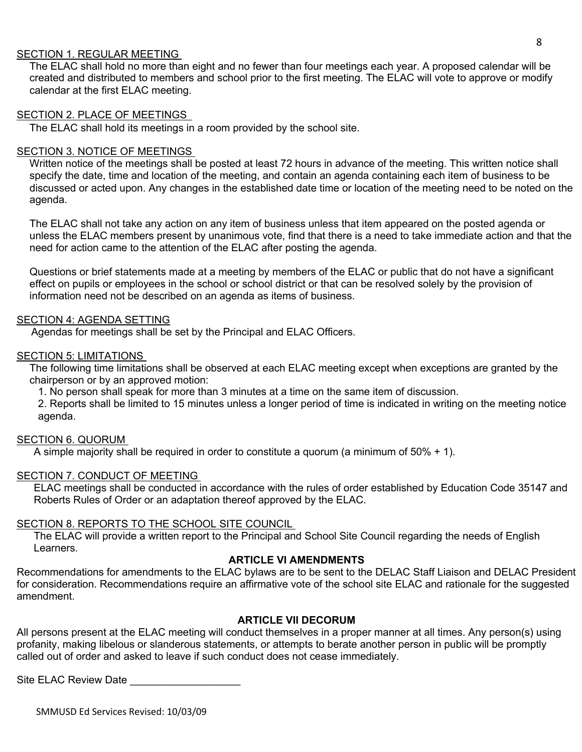SECTION 1. REGULAR MEETING

The ELAC shall hold no more than eight and no fewer than four meetings each year. A proposed calendar will be created and distributed to members and school prior to the first meeting. The ELAC will vote to approve or modify calendar at the first ELAC meeting.

SECTION 2. PLACE OF MEETINGS

The ELAC shall hold its meetings in a room provided by the school site.

SECTION 3. NOTICE OF MEETINGS

Written notice of the meetings shall be posted at least 72 hours in advance of the meeting. This written notice shall specify the date, time and location of the meeting, and contain an agenda containing each item of business to be discussed or acted upon. Any changes in the established date time or location of the meeting need to be noted on the agenda.

The ELAC shall not take any action on any item of business unless that item appeared on the posted agenda or unless the ELAC members present by unanimous vote, find that there is a need to take immediate action and that the need for action came to the attention of the ELAC after posting the agenda.

Questions or brief statements made at a meeting by members of the ELAC or public that do not have a significant effect on pupils or employees in the school or school district or that can be resolved solely by the provision of information need not be described on an agenda as items of business.

SECTION 4: AGENDA SETTING

Agendas for meetings shall be set by the Principal and ELAC Officers.

SECTION 5: LIMITATIONS

The following time limitations shall be observed at each ELAC meeting except when exceptions are granted by the chairperson or by an approved motion:

1. No person shall speak for more than 3 minutes at a time on the same item of discussion.
2. Reports shall be limited to 15 minutes unless a longer period of time is indicated in writing on the meeting notice agenda.

SECTION 6. QUORUM

A simple majority shall be required in order to constitute a quorum (a minimum of 50% + 1).

SECTION 7. CONDUCT OF MEETING

ELAC meetings shall be conducted in accordance with the rules of order established by Education Code 35147 and Roberts Rules of Order or an adaptation thereof approved by the ELAC.

SECTION 8. REPORTS TO THE SCHOOL SITE COUNCIL

The ELAC will provide a written report to the Principal and School Site Council regarding the needs of English Learners.

## ARTICLE VI AMENDMENTS

Recommendations for amendments to the ELAC bylaws are to be sent to the DELAC Staff Liaison and DELAC President for consideration. Recommendations require an affirmative vote of the school site ELAC and rationale for the suggested amendment.

## ARTICLE VII DECORUM

All persons present at the ELAC meeting will conduct themselves in a proper manner at all times. Any person(s) using profanity, making libelous or slanderous statements, or attempts to berate another person in public will be promptly called out of order and asked to leave if such conduct does not cease immediately.

Site ELAC Review Date ___________________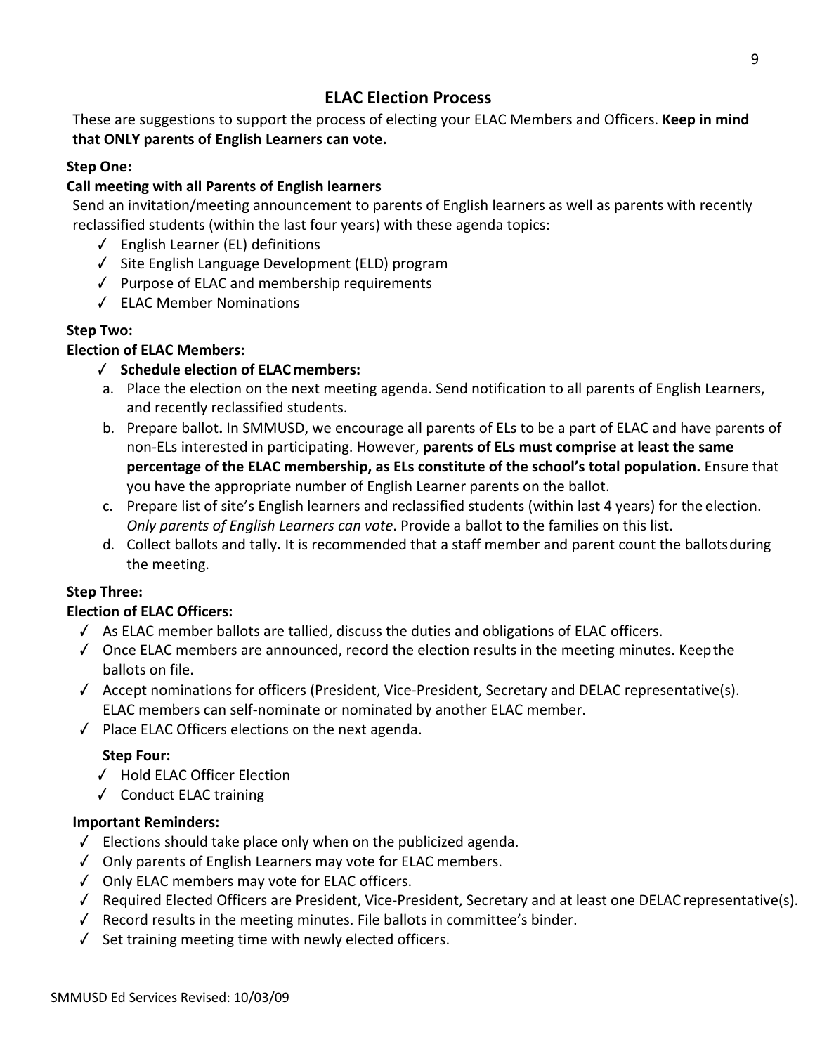## ELAC Election Process

These are suggestions to support the process of electing your ELAC Members and Officers. **Keep in mind that ONLY parents of English Learners can vote.**

**Step One:**

**Call meeting with all Parents of English learners**

Send an invitation/meeting announcement to parents of English learners as well as parents with recently reclassified students (within the last four years) with these agenda topics:

- ✓ English Learner (EL) definitions
- ✓ Site English Language Development (ELD) program
- ✓ Purpose of ELAC and membership requirements
- ✓ ELAC Member Nominations

**Step Two:**

**Election of ELAC Members:**

- ✓ **Schedule election of ELAC members:**
  - a. Place the election on the next meeting agenda. Send notification to all parents of English Learners, and recently reclassified students.
  - b. Prepare ballot**.** In SMMUSD, we encourage all parents of ELs to be a part of ELAC and have parents of non-ELs interested in participating. However, **parents of ELs must comprise at least the same percentage of the ELAC membership, as ELs constitute of the school's total population.** Ensure that you have the appropriate number of English Learner parents on the ballot.
  - c. Prepare list of site's English learners and reclassified students (within last 4 years) for the election. *Only parents of English Learners can vote*. Provide a ballot to the families on this list.
  - d. Collect ballots and tally**.** It is recommended that a staff member and parent count the ballots during the meeting.

**Step Three:**

**Election of ELAC Officers:**

- ✓ As ELAC member ballots are tallied, discuss the duties and obligations of ELAC officers.
- ✓ Once ELAC members are announced, record the election results in the meeting minutes. Keep the ballots on file.
- ✓ Accept nominations for officers (President, Vice-President, Secretary and DELAC representative(s). ELAC members can self-nominate or nominated by another ELAC member.
- ✓ Place ELAC Officers elections on the next agenda.

**Step Four:**

- ✓ Hold ELAC Officer Election
- ✓ Conduct ELAC training

**Important Reminders:**

- ✓ Elections should take place only when on the publicized agenda.
- ✓ Only parents of English Learners may vote for ELAC members.
- ✓ Only ELAC members may vote for ELAC officers.
- ✓ Required Elected Officers are President, Vice-President, Secretary and at least one DELAC representative(s).
- ✓ Record results in the meeting minutes. File ballots in committee's binder.
- ✓ Set training meeting time with newly elected officers.

SMMUSD Ed Services Revised: 10/03/09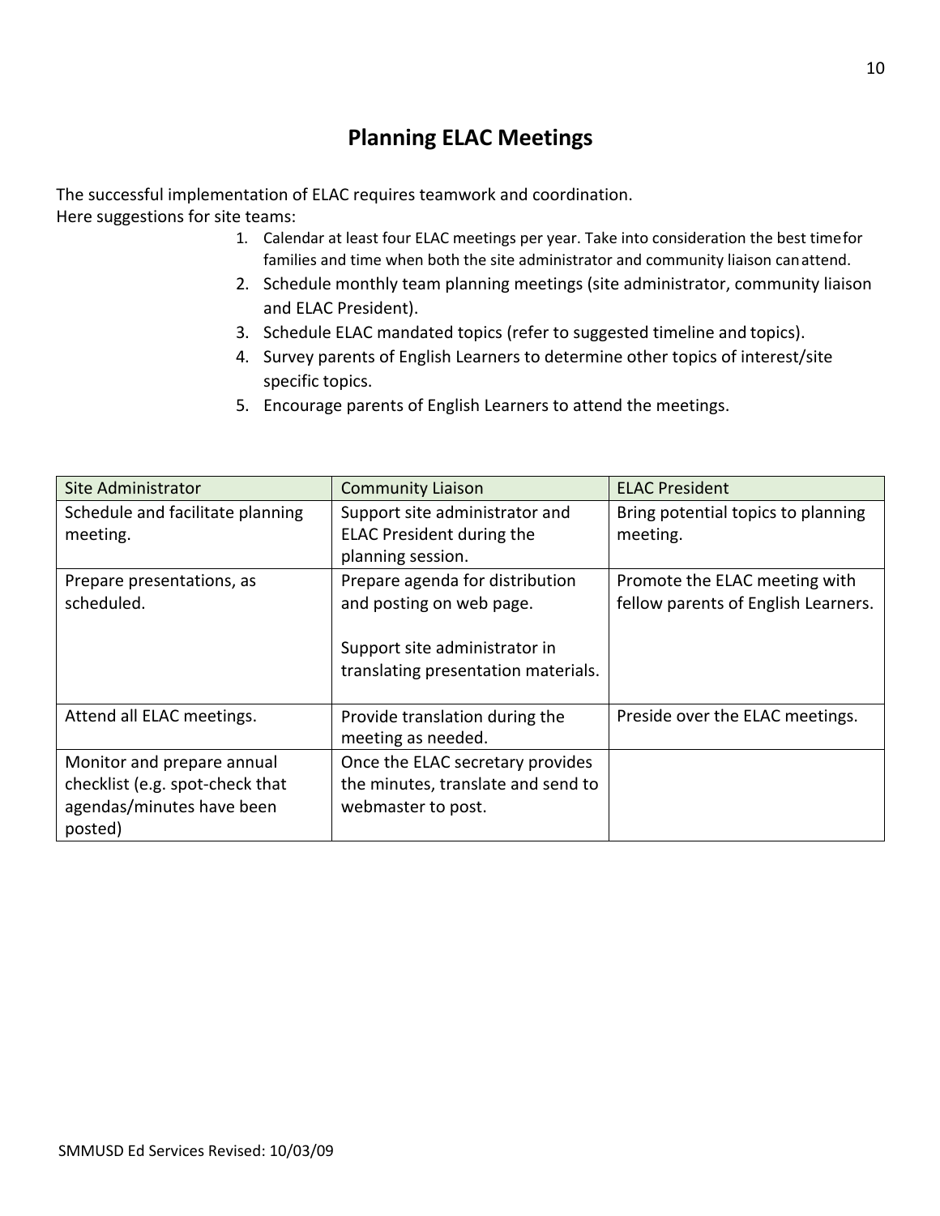# Planning ELAC Meetings

The successful implementation of ELAC requires teamwork and coordination.
Here suggestions for site teams:

1. Calendar at least four ELAC meetings per year. Take into consideration the best time for families and time when both the site administrator and community liaison can attend.
2. Schedule monthly team planning meetings (site administrator, community liaison and ELAC President).
3. Schedule ELAC mandated topics (refer to suggested timeline and topics).
4. Survey parents of English Learners to determine other topics of interest/site specific topics.
5. Encourage parents of English Learners to attend the meetings.

| Site Administrator | Community Liaison | ELAC President |
|---|---|---|
| Schedule and facilitate planning meeting. | Support site administrator and ELAC President during the planning session. | Bring potential topics to planning meeting. |
| Prepare presentations, as scheduled. | Prepare agenda for distribution and posting on web page.<br><br>Support site administrator in translating presentation materials. | Promote the ELAC meeting with fellow parents of English Learners. |
| Attend all ELAC meetings. | Provide translation during the meeting as needed. | Preside over the ELAC meetings. |
| Monitor and prepare annual checklist (e.g. spot-check that agendas/minutes have been posted) | Once the ELAC secretary provides the minutes, translate and send to webmaster to post. | |

SMMUSD Ed Services Revised: 10/03/09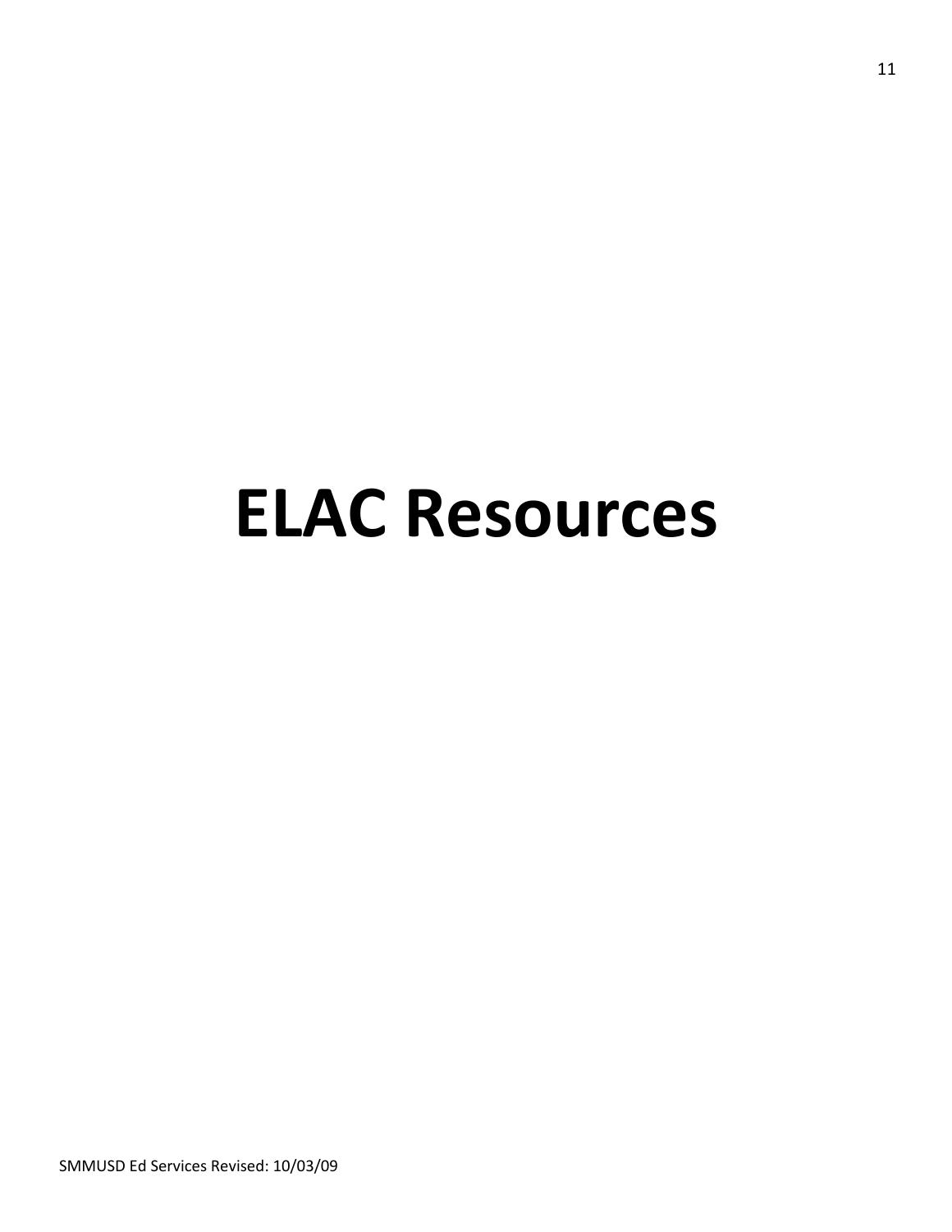# ELAC Resources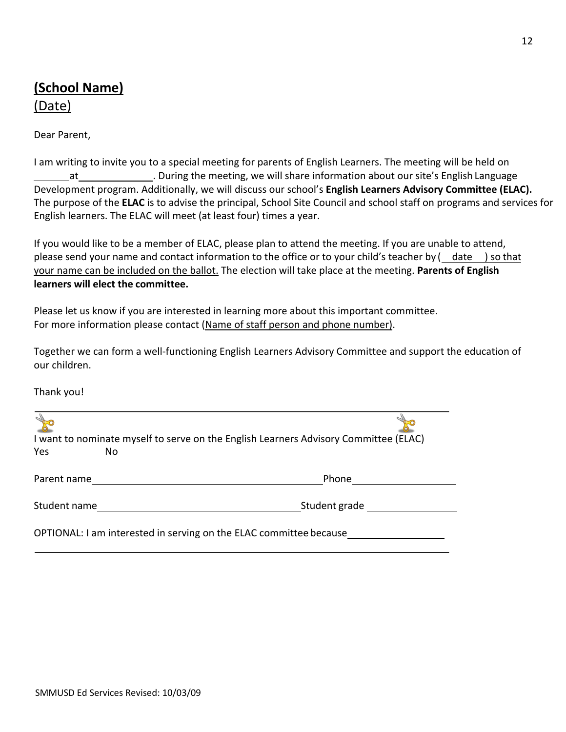**(School Name)**

(Date)

Dear Parent,

I am writing to invite you to a special meeting for parents of English Learners. The meeting will be held on \_\_\_\_\_\_\_ at \_\_\_\_\_\_\_\_\_\_\_\_\_\_. During the meeting, we will share information about our site's English Language Development program. Additionally, we will discuss our school's **English Learners Advisory Committee (ELAC).** The purpose of the **ELAC** is to advise the principal, School Site Council and school staff on programs and services for English learners. The ELAC will meet (at least four) times a year.

If you would like to be a member of ELAC, please plan to attend the meeting. If you are unable to attend, please send your name and contact information to the office or to your child's teacher by ( date ) so that your name can be included on the ballot. The election will take place at the meeting. **Parents of English learners will elect the committee.**

Please let us know if you are interested in learning more about this important committee.
For more information please contact (Name of staff person and phone number).

Together we can form a well-functioning English Learners Advisory Committee and support the education of our children.

Thank you!

---

I want to nominate myself to serve on the English Learners Advisory Committee (ELAC)
Yes \_\_\_\_\_\_\_ No \_\_\_\_\_\_\_

Parent name \_\_\_\_\_\_\_\_\_\_\_\_\_\_\_\_\_\_\_\_\_\_\_\_\_\_\_\_\_\_\_\_\_\_\_\_\_\_\_\_ Phone \_\_\_\_\_\_\_\_\_\_\_\_\_\_\_\_\_\_\_\_

Student name \_\_\_\_\_\_\_\_\_\_\_\_\_\_\_\_\_\_\_\_\_\_\_\_\_\_\_\_\_\_\_\_\_\_\_\_ Student grade \_\_\_\_\_\_\_\_\_\_\_\_\_\_\_\_\_\_

OPTIONAL: I am interested in serving on the ELAC committee because \_\_\_\_\_\_\_\_\_\_\_\_\_\_\_\_\_\_

\_\_\_\_\_\_\_\_\_\_\_\_\_\_\_\_\_\_\_\_\_\_\_\_\_\_\_\_\_\_\_\_\_\_\_\_\_\_\_\_\_\_\_\_\_\_\_\_\_\_\_\_\_\_\_\_\_\_\_\_\_\_\_\_\_\_\_\_\_\_\_\_\_\_\_\_

SMMUSD Ed Services Revised: 10/03/09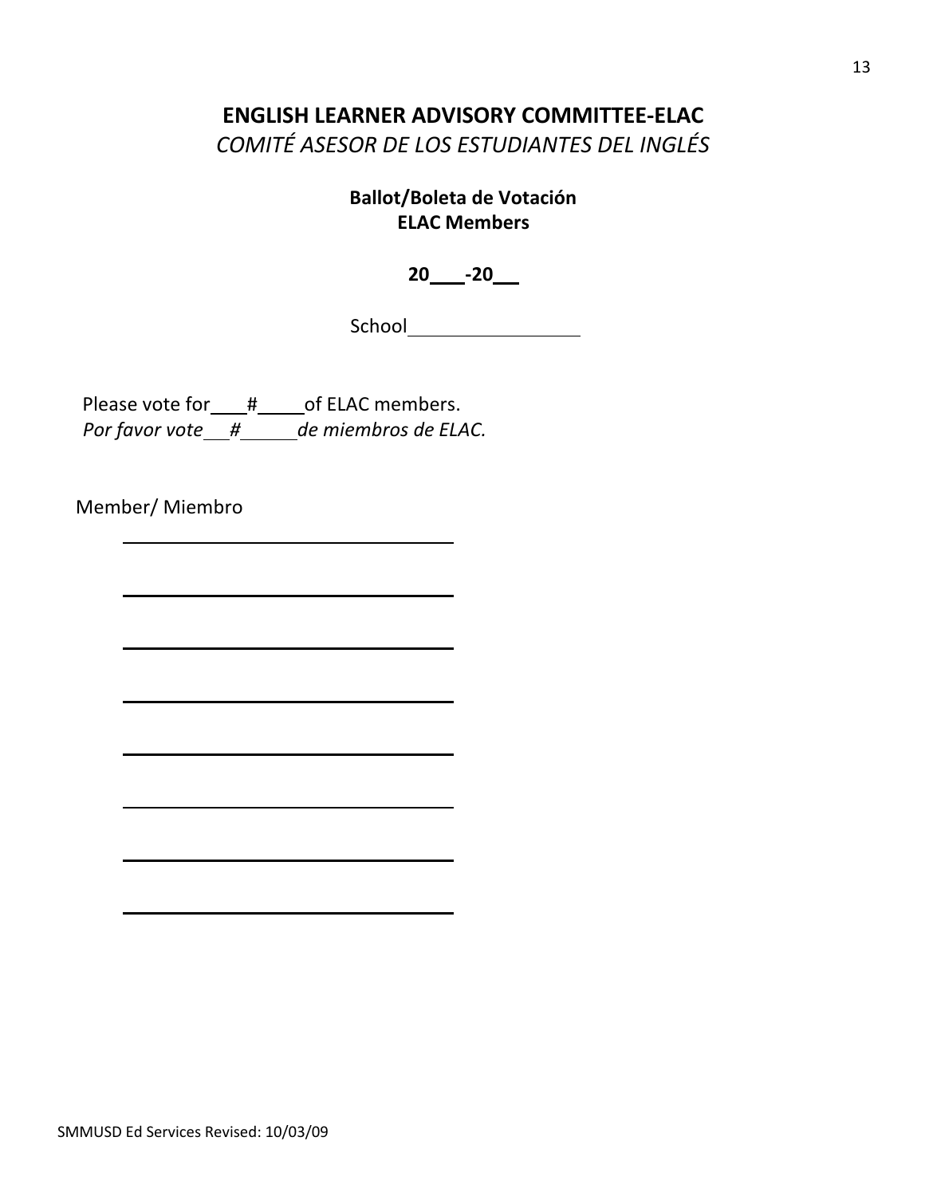# ENGLISH LEARNER ADVISORY COMMITTEE-ELAC

*COMITÉ ASESOR DE LOS ESTUDIANTES DEL INGLÉS*

**Ballot/Boleta de Votación**
**ELAC Members**

**20\_\_\_-20\_\_**

School\_\_\_\_\_\_\_\_\_\_\_\_\_\_\_\_

Please vote for\_\_\_\_#\_\_\_\_\_of ELAC members.
*Por favor vote\_\_\_#\_\_\_\_\_\_de miembros de ELAC.*

Member/ Miembro

\_\_\_\_\_\_\_\_\_\_\_\_\_\_\_\_\_\_\_\_\_\_\_\_\_\_\_\_\_\_

\_\_\_\_\_\_\_\_\_\_\_\_\_\_\_\_\_\_\_\_\_\_\_\_\_\_\_\_\_\_

\_\_\_\_\_\_\_\_\_\_\_\_\_\_\_\_\_\_\_\_\_\_\_\_\_\_\_\_\_\_

\_\_\_\_\_\_\_\_\_\_\_\_\_\_\_\_\_\_\_\_\_\_\_\_\_\_\_\_\_\_

\_\_\_\_\_\_\_\_\_\_\_\_\_\_\_\_\_\_\_\_\_\_\_\_\_\_\_\_\_\_

\_\_\_\_\_\_\_\_\_\_\_\_\_\_\_\_\_\_\_\_\_\_\_\_\_\_\_\_\_\_

\_\_\_\_\_\_\_\_\_\_\_\_\_\_\_\_\_\_\_\_\_\_\_\_\_\_\_\_\_\_

\_\_\_\_\_\_\_\_\_\_\_\_\_\_\_\_\_\_\_\_\_\_\_\_\_\_\_\_\_\_

SMMUSD Ed Services Revised: 10/03/09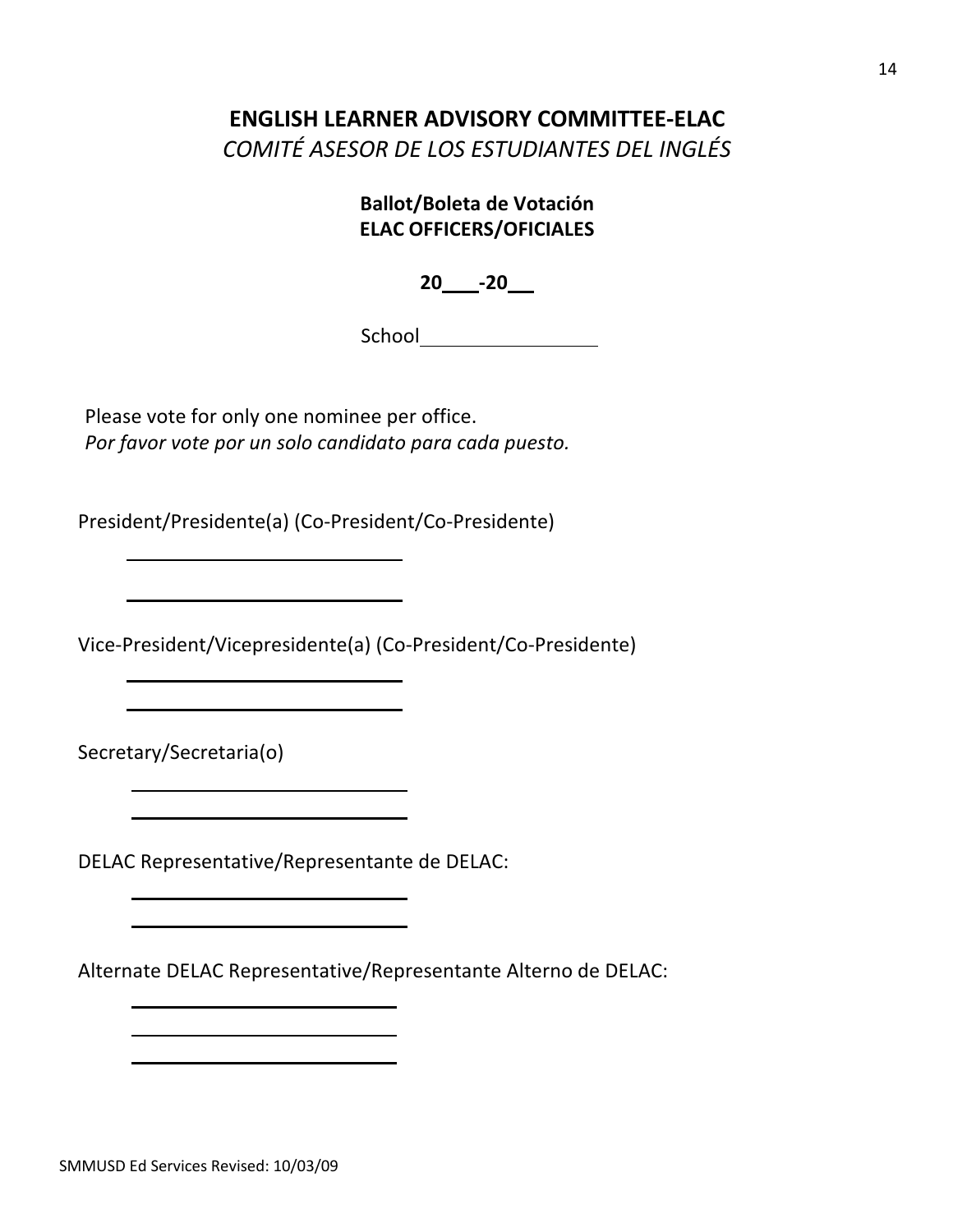# ENGLISH LEARNER ADVISORY COMMITTEE-ELAC

*COMITÉ ASESOR DE LOS ESTUDIANTES DEL INGLÉS*

**Ballot/Boleta de Votación**
**ELAC OFFICERS/OFICIALES**

**20___-20__**

School________________

Please vote for only one nominee per office.
*Por favor vote por un solo candidato para cada puesto.*

President/Presidente(a) (Co-President/Co-Presidente)

________________________

________________________

Vice-President/Vicepresidente(a) (Co-President/Co-Presidente)

________________________

________________________

Secretary/Secretaria(o)

________________________

________________________

DELAC Representative/Representante de DELAC:

________________________

________________________

Alternate DELAC Representative/Representante Alterno de DELAC:

________________________

________________________

________________________

SMMUSD Ed Services Revised: 10/03/09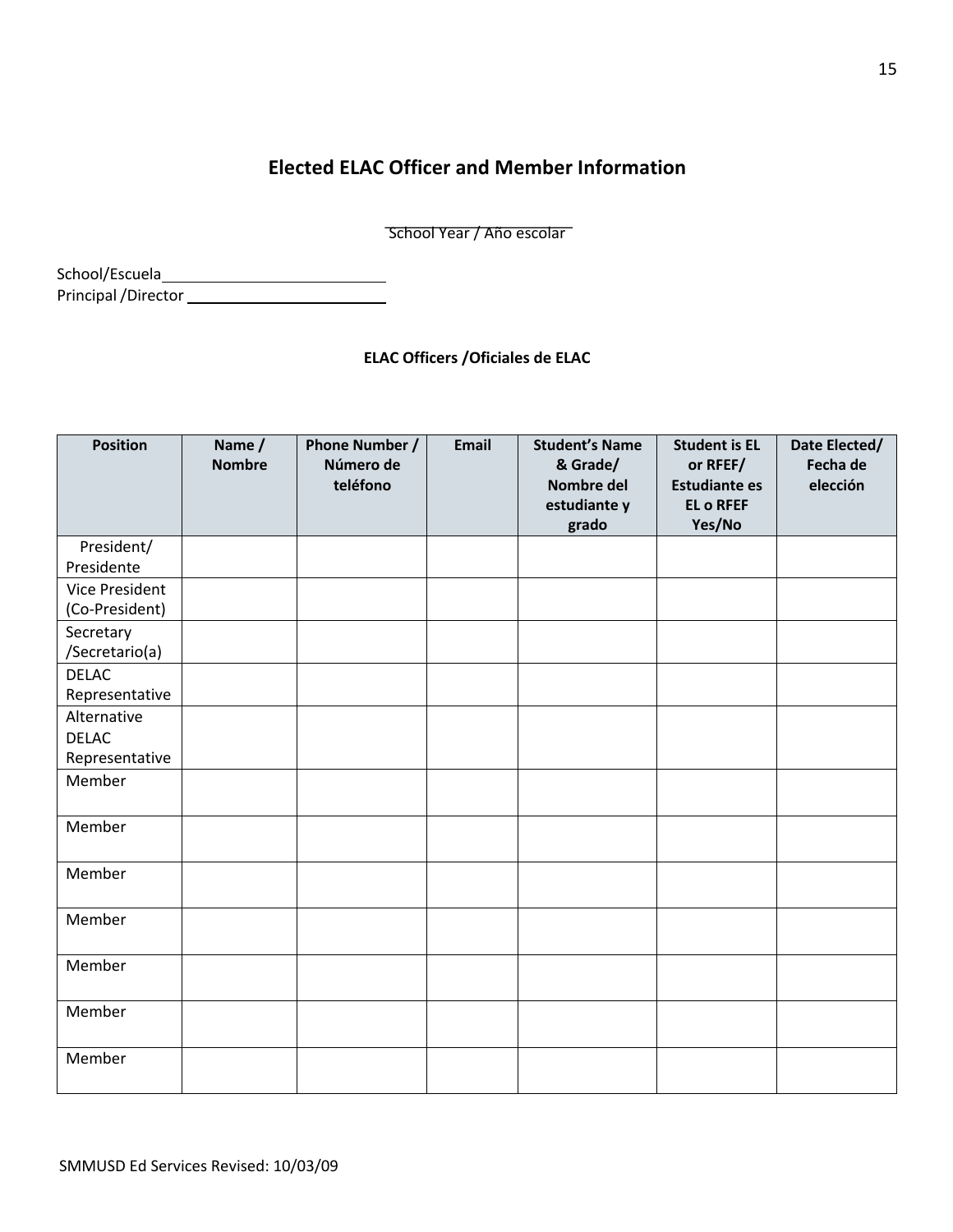## Elected ELAC Officer and Member Information

\_\_\_\_\_\_\_\_\_\_\_\_\_\_\_\_\_\_\_\_
School Year / Año escolar

School/Escuela\_\_\_\_\_\_\_\_\_\_\_\_\_\_\_\_\_\_\_\_\_\_\_\_\_\_\_\_
Principal /Director \_\_\_\_\_\_\_\_\_\_\_\_\_\_\_\_\_\_\_\_\_\_\_\_\_\_\_\_

### ELAC Officers /Oficiales de ELAC

| Position | Name / Nombre | Phone Number / Número de teléfono | Email | Student's Name & Grade/ Nombre del estudiante y grado | Student is EL or RFEF/ Estudiante es EL o RFEF Yes/No | Date Elected/ Fecha de elección |
|---|---|---|---|---|---|---|
| President/ Presidente | | | | | | |
| Vice President (Co-President) | | | | | | |
| Secretary /Secretario(a) | | | | | | |
| DELAC Representative | | | | | | |
| Alternative DELAC Representative | | | | | | |
| Member | | | | | | |
| Member | | | | | | |
| Member | | | | | | |
| Member | | | | | | |
| Member | | | | | | |
| Member | | | | | | |
| Member | | | | | | |

SMMUSD Ed Services Revised: 10/03/09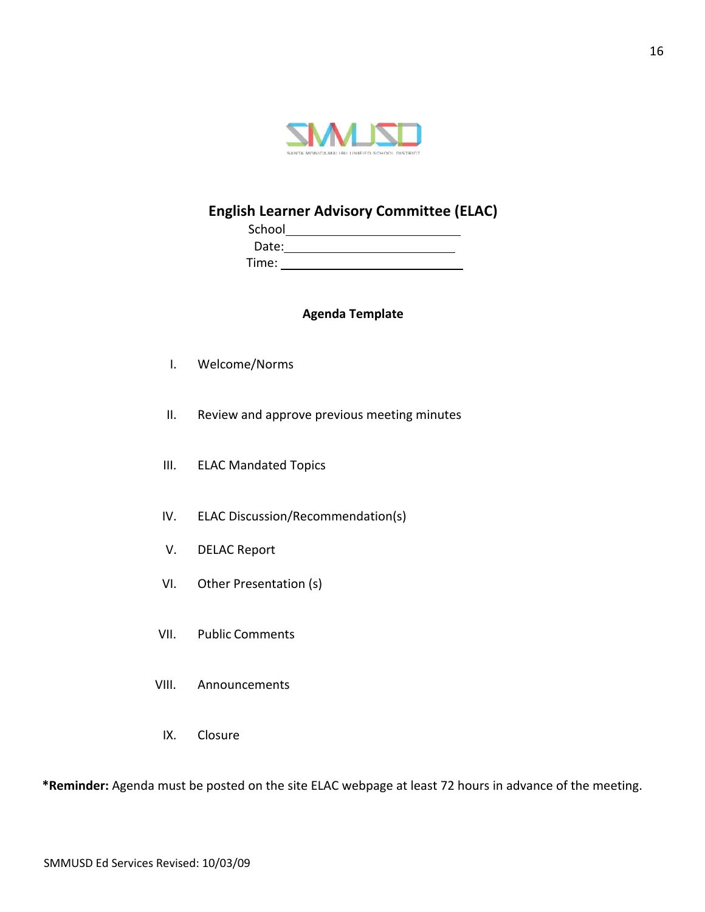## English Learner Advisory Committee (ELAC)

School\_\_\_\_\_\_\_\_\_\_\_\_\_\_\_\_\_\_\_\_\_\_\_\_\_\_

Date:\_\_\_\_\_\_\_\_\_\_\_\_\_\_\_\_\_\_\_\_\_\_\_\_\_\_

Time: \_\_\_\_\_\_\_\_\_\_\_\_\_\_\_\_\_\_\_\_\_\_\_\_\_\_

### Agenda Template

I. Welcome/Norms

II. Review and approve previous meeting minutes

III. ELAC Mandated Topics

IV. ELAC Discussion/Recommendation(s)

V. DELAC Report

VI. Other Presentation (s)

VII. Public Comments

VIII. Announcements

IX. Closure

***Reminder:** Agenda must be posted on the site ELAC webpage at least 72 hours in advance of the meeting.

SMMUSD Ed Services Revised: 10/03/09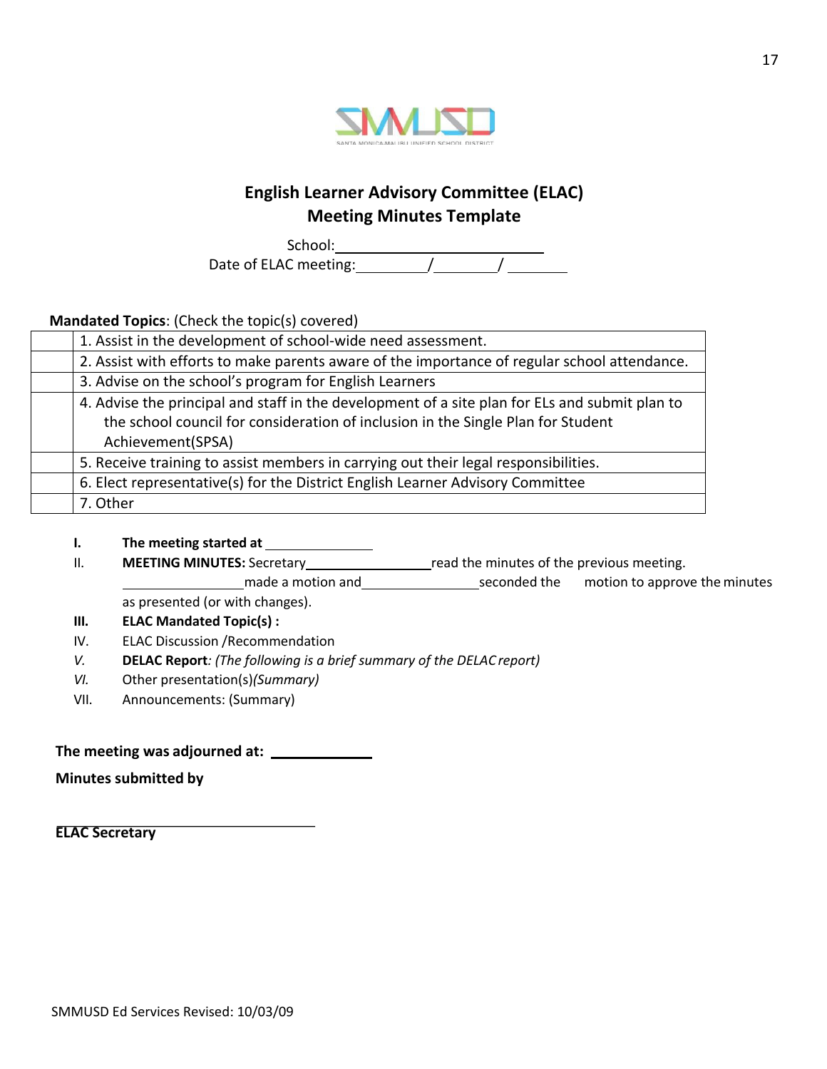# English Learner Advisory Committee (ELAC)
## Meeting Minutes Template

School: ______________________

Date of ELAC meeting: ________/________/________

**Mandated Topics**: (Check the topic(s) covered)

| | |
|---|---|
| | 1. Assist in the development of school-wide need assessment. |
| | 2. Assist with efforts to make parents aware of the importance of regular school attendance. |
| | 3. Advise on the school's program for English Learners |
| | 4. Advise the principal and staff in the development of a site plan for ELs and submit plan to the school council for consideration of inclusion in the Single Plan for Student Achievement(SPSA) |
| | 5. Receive training to assist members in carrying out their legal responsibilities. |
| | 6. Elect representative(s) for the District English Learner Advisory Committee |
| | 7. Other |

**I.** **The meeting started at** ____________

II. **MEETING MINUTES:** Secretary ______________ read the minutes of the previous meeting. ______________ made a motion and ______________ seconded the motion to approve the minutes as presented (or with changes).

**III.** **ELAC Mandated Topic(s) :**

IV. ELAC Discussion /Recommendation

*V.* **DELAC Report***: (The following is a brief summary of the DELAC report)*

*VI.* Other presentation(s)*(Summary)*

VII. Announcements: (Summary)

**The meeting was adjourned at:** ____________

**Minutes submitted by**

______________________________

**ELAC Secretary**

SMMUSD Ed Services Revised: 10/03/09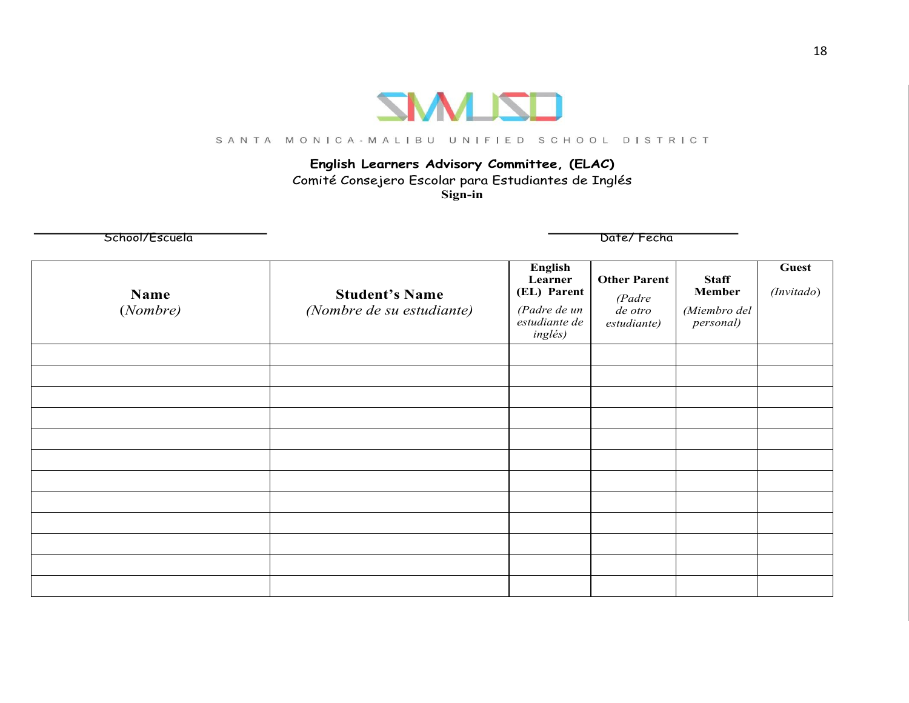SANTA MONICA-MALIBU UNIFIED SCHOOL DISTRICT

**English Learners Advisory Committee, (ELAC)**

Comité Consejero Escolar para Estudiantes de Inglés

**Sign-in**

\_\_\_\_\_\_\_\_\_\_\_\_\_\_\_\_\_\_\_\_\_\_\_\_\_\_\_\_\_\_\_\_ School/Escuela                                         \_\_\_\_\_\_\_\_\_\_\_\_\_\_\_\_\_\_\_\_\_\_\_\_\_\_ Date/ Fecha

| **Name** *(Nombre)* | **Student's Name** *(Nombre de su estudiante)* | **English Learner (EL) Parent** *(Padre de un estudiante de inglés)* | **Other Parent** *(Padre de otro estudiante)* | **Staff Member** *(Miembro del personal)* | **Guest** *(Invitado)* |
|---|---|---|---|---|---|
| | | | | | |
| | | | | | |
| | | | | | |
| | | | | | |
| | | | | | |
| | | | | | |
| | | | | | |
| | | | | | |
| | | | | | |
| | | | | | |
| | | | | | |
| | | | | | |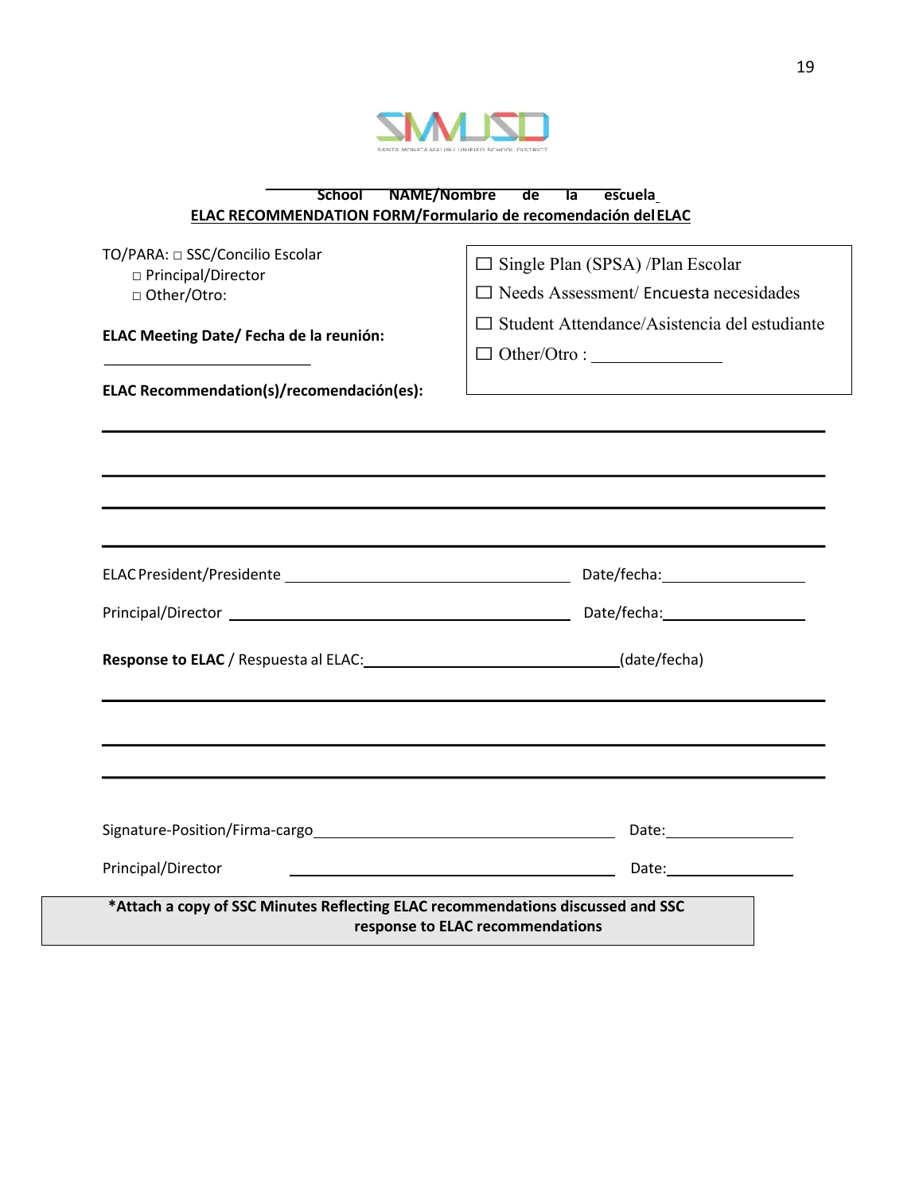SMMUSD

SANTA MONICA-MALIBU UNIFIED SCHOOL DISTRICT

**School NAME/Nombre de la escuela**

**ELAC RECOMMENDATION FORM/Formulario de recomendación del ELAC**

TO/PARA: □ SSC/Concilio Escolar
□ Principal/Director
□ Other/Otro:

☐ Single Plan (SPSA) /Plan Escolar
☐ Needs Assessment/ Encuesta necesidades
☐ Student Attendance/Asistencia del estudiante
☐ Other/Otro : _______________

**ELAC Meeting Date/ Fecha de la reunión:** _______________

**ELAC Recommendation(s)/recomendación(es):**

_______________________________________________

_______________________________________________

_______________________________________________

_______________________________________________

ELAC President/Presidente _______________________ Date/fecha: _______________

Principal/Director _______________________ Date/fecha: _______________

**Response to ELAC** / Respuesta al ELAC: _______________ (date/fecha)

_______________________________________________

_______________________________________________

_______________________________________________

Signature-Position/Firma-cargo _______________________ Date: _______________

Principal/Director _______________________ Date: _______________

**\*Attach a copy of SSC Minutes Reflecting ELAC recommendations discussed and SSC response to ELAC recommendations**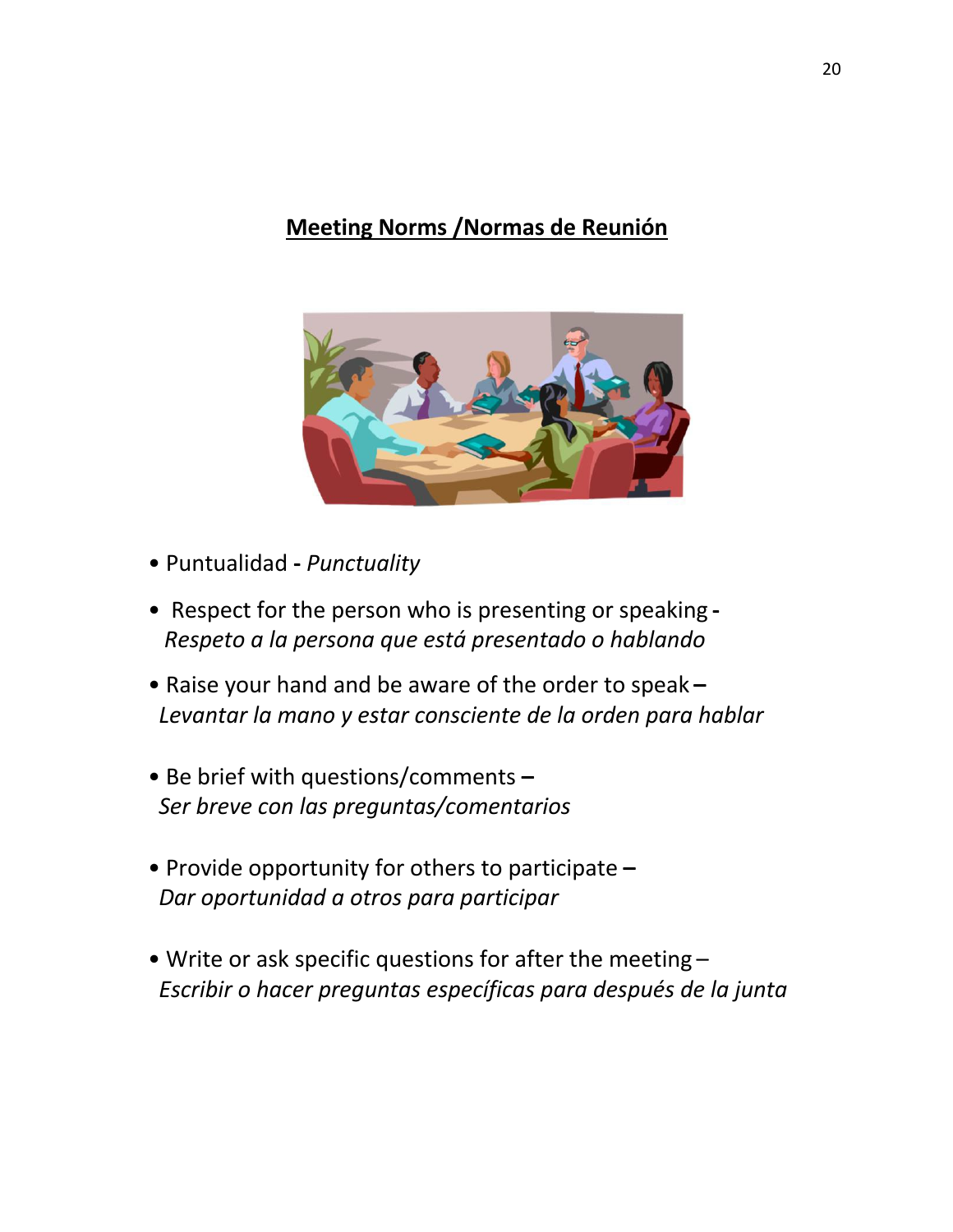## Meeting Norms /Normas de Reunión

- Puntualidad - *Punctuality*
- Respect for the person who is presenting or speaking - *Respeto a la persona que está presentado o hablando*
- Raise your hand and be aware of the order to speak – *Levantar la mano y estar consciente de la orden para hablar*
- Be brief with questions/comments – *Ser breve con las preguntas/comentarios*
- Provide opportunity for others to participate – *Dar oportunidad a otros para participar*
- Write or ask specific questions for after the meeting – *Escribir o hacer preguntas específicas para después de la junta*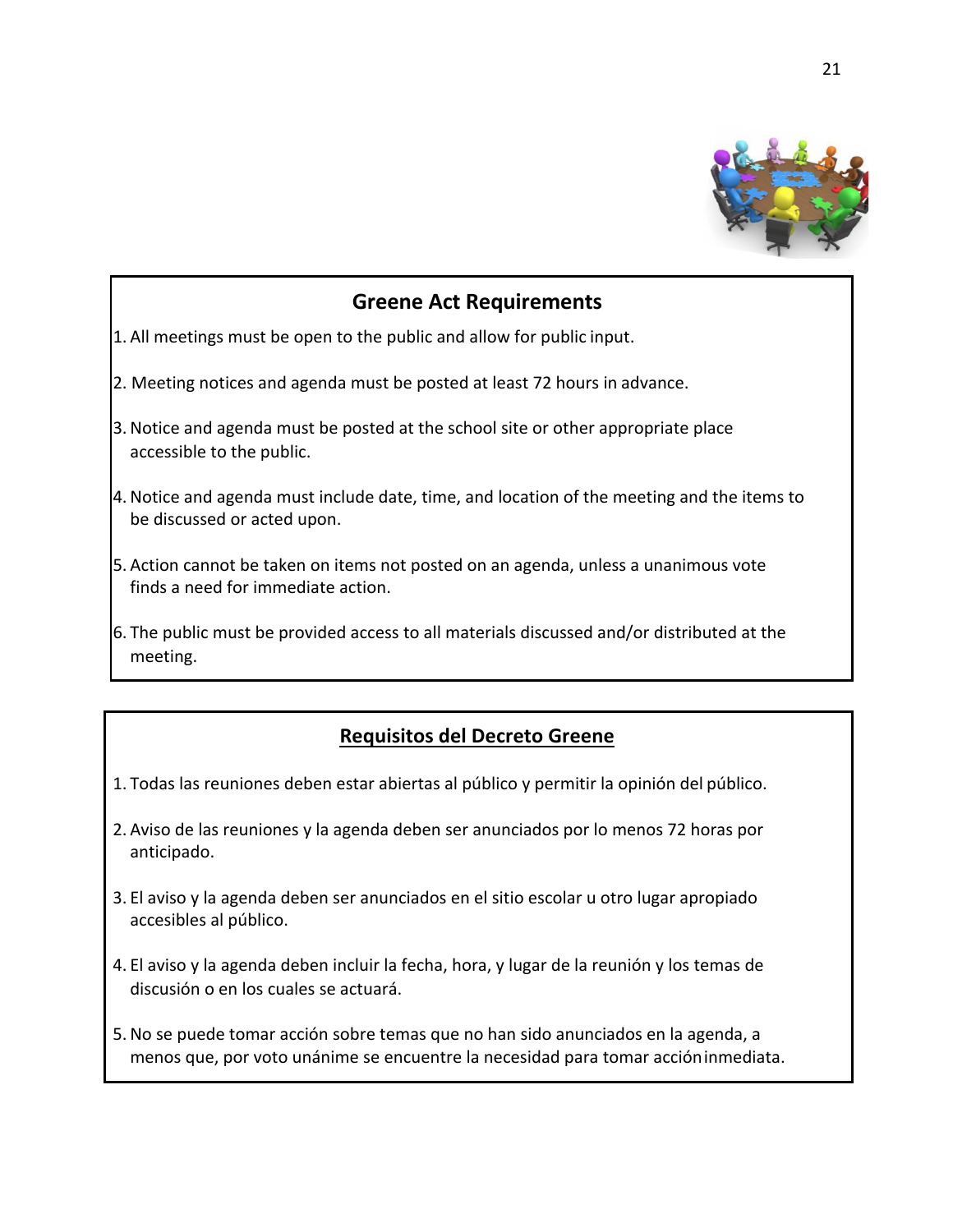## Greene Act Requirements

1. All meetings must be open to the public and allow for public input.
2. Meeting notices and agenda must be posted at least 72 hours in advance.
3. Notice and agenda must be posted at the school site or other appropriate place accessible to the public.
4. Notice and agenda must include date, time, and location of the meeting and the items to be discussed or acted upon.
5. Action cannot be taken on items not posted on an agenda, unless a unanimous vote finds a need for immediate action.
6. The public must be provided access to all materials discussed and/or distributed at the meeting.

## Requisitos del Decreto Greene

1. Todas las reuniones deben estar abiertas al público y permitir la opinión del público.
2. Aviso de las reuniones y la agenda deben ser anunciados por lo menos 72 horas por anticipado.
3. El aviso y la agenda deben ser anunciados en el sitio escolar u otro lugar apropiado accesibles al público.
4. El aviso y la agenda deben incluir la fecha, hora, y lugar de la reunión y los temas de discusión o en los cuales se actuará.
5. No se puede tomar acción sobre temas que no han sido anunciados en la agenda, a menos que, por voto unánime se encuentre la necesidad para tomar acción inmediata.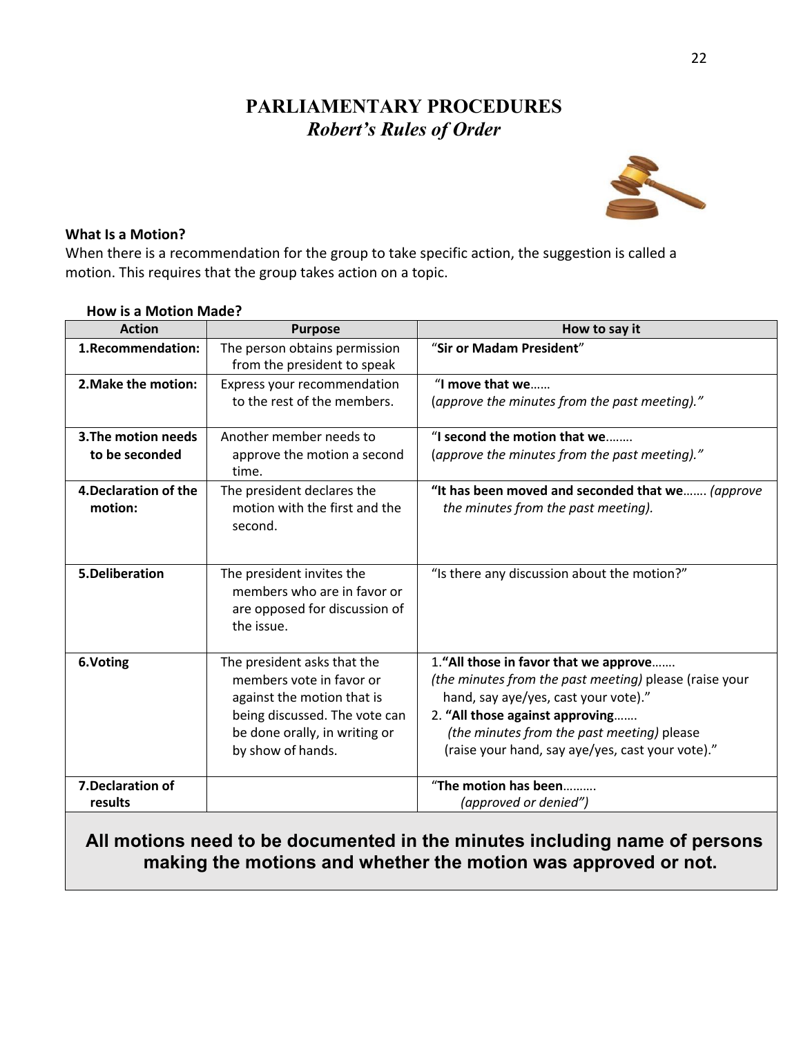# PARLIAMENTARY PROCEDURES
## *Robert's Rules of Order*

**What Is a Motion?**
When there is a recommendation for the group to take specific action, the suggestion is called a motion. This requires that the group takes action on a topic.

**How is a Motion Made?**

| Action | Purpose | How to say it |
|---|---|---|
| **1.Recommendation:** | The person obtains permission from the president to speak | "**Sir or Madam President**" |
| **2.Make the motion:** | Express your recommendation to the rest of the members. | "**I move that we**…… (*approve the minutes from the past meeting)."* |
| **3.The motion needs to be seconded** | Another member needs to approve the motion a second time. | "**I second the motion that we**…….. (*approve the minutes from the past meeting)."* |
| **4.Declaration of the motion:** | The president declares the motion with the first and the second. | **"It has been moved and seconded that we**……. *(approve the minutes from the past meeting).* |
| **5.Deliberation** | The president invites the members who are in favor or are opposed for discussion of the issue. | "Is there any discussion about the motion?" |
| **6.Voting** | The president asks that the members vote in favor or against the motion that is being discussed. The vote can be done orally, in writing or by show of hands. | 1.**"All those in favor that we approve**……. *(the minutes from the past meeting)* please (raise your hand, say aye/yes, cast your vote)." 2. **"All those against approving**……. *(the minutes from the past meeting)* please (raise your hand, say aye/yes, cast your vote)." |
| **7.Declaration of results** | | "**The motion has been**………. *(approved or denied")* |

**All motions need to be documented in the minutes including name of persons making the motions and whether the motion was approved or not.**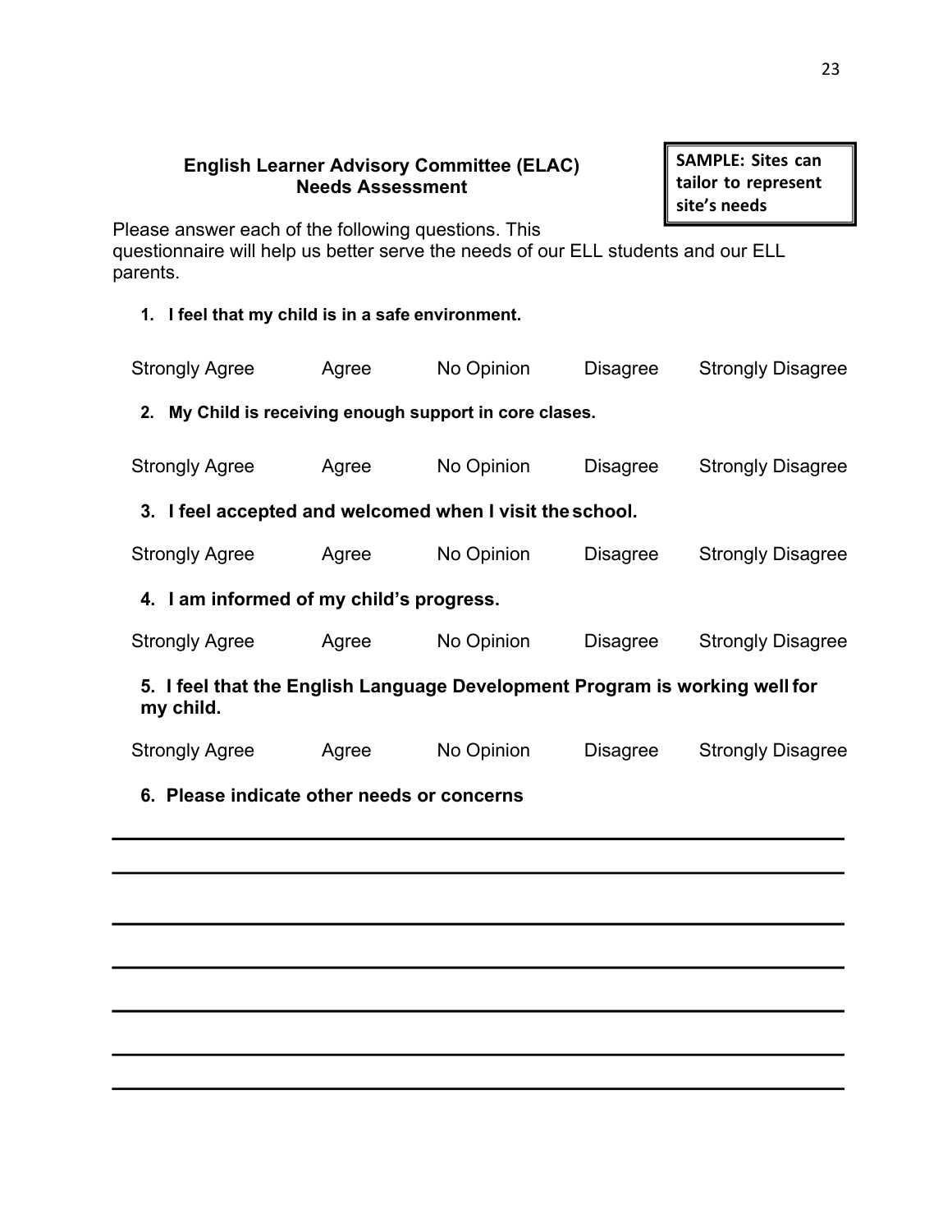## English Learner Advisory Committee (ELAC)
## Needs Assessment

**SAMPLE: Sites can tailor to represent site's needs**

Please answer each of the following questions. This questionnaire will help us better serve the needs of our ELL students and our ELL parents.

**1. I feel that my child is in a safe environment.**

Strongly Agree  Agree  No Opinion  Disagree  Strongly Disagree

**2. My Child is receiving enough support in core clases.**

Strongly Agree  Agree  No Opinion  Disagree  Strongly Disagree

**3. I feel accepted and welcomed when I visit the school.**

Strongly Agree  Agree  No Opinion  Disagree  Strongly Disagree

**4. I am informed of my child's progress.**

Strongly Agree  Agree  No Opinion  Disagree  Strongly Disagree

**5. I feel that the English Language Development Program is working well for my child.**

Strongly Agree  Agree  No Opinion  Disagree  Strongly Disagree

**6. Please indicate other needs or concerns**

___________________________________________________________________________

___________________________________________________________________________

___________________________________________________________________________

___________________________________________________________________________

___________________________________________________________________________

___________________________________________________________________________

___________________________________________________________________________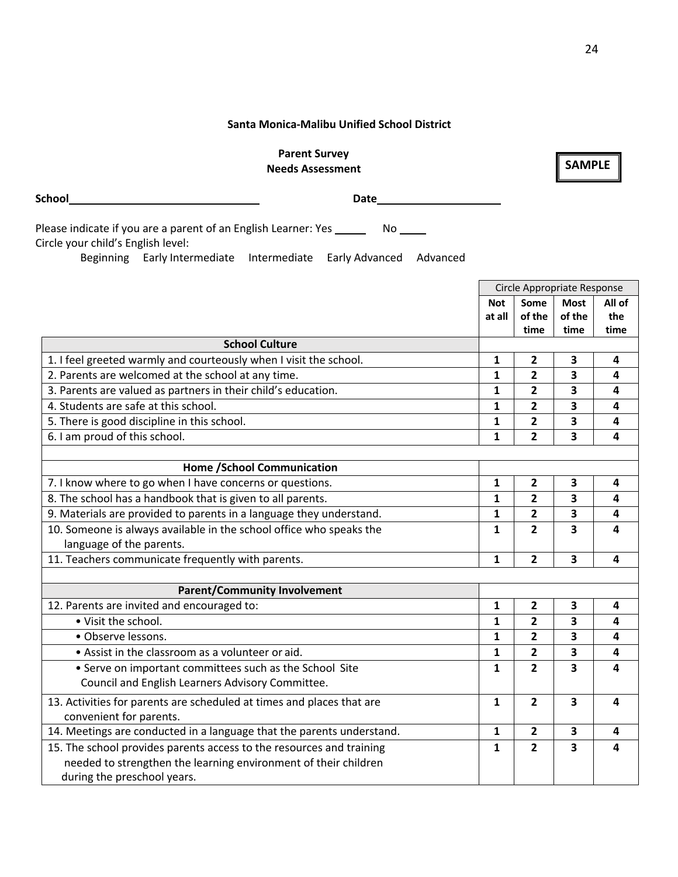**Santa Monica-Malibu Unified School District**

**Parent Survey**
**Needs Assessment**

**SAMPLE**

**School**\_\_\_\_\_\_\_\_\_\_\_\_\_\_\_\_\_\_\_\_\_\_\_\_\_\_\_\_\_\_\_\_ **Date**\_\_\_\_\_\_\_\_\_\_\_\_\_\_\_\_\_\_\_\_

Please indicate if you are a parent of an English Learner: Yes \_\_\_\_\_ No \_\_\_\_
Circle your child's English level:

Beginning Early Intermediate Intermediate Early Advanced Advanced

| | Circle Appropriate Response | | | |
|---|---|---|---|---|
| | **Not at all** | **Some of the time** | **Most of the time** | **All of the time** |
| **School Culture** | | | | |
| 1. I feel greeted warmly and courteously when I visit the school. | 1 | 2 | 3 | 4 |
| 2. Parents are welcomed at the school at any time. | 1 | 2 | 3 | 4 |
| 3. Parents are valued as partners in their child's education. | 1 | 2 | 3 | 4 |
| 4. Students are safe at this school. | 1 | 2 | 3 | 4 |
| 5. There is good discipline in this school. | 1 | 2 | 3 | 4 |
| 6. I am proud of this school. | 1 | 2 | 3 | 4 |
| | | | | |
| **Home /School Communication** | | | | |
| 7. I know where to go when I have concerns or questions. | 1 | 2 | 3 | 4 |
| 8. The school has a handbook that is given to all parents. | 1 | 2 | 3 | 4 |
| 9. Materials are provided to parents in a language they understand. | 1 | 2 | 3 | 4 |
| 10. Someone is always available in the school office who speaks the language of the parents. | 1 | 2 | 3 | 4 |
| 11. Teachers communicate frequently with parents. | 1 | 2 | 3 | 4 |
| | | | | |
| **Parent/Community Involvement** | | | | |
| 12. Parents are invited and encouraged to: | 1 | 2 | 3 | 4 |
| • Visit the school. | 1 | 2 | 3 | 4 |
| • Observe lessons. | 1 | 2 | 3 | 4 |
| • Assist in the classroom as a volunteer or aid. | 1 | 2 | 3 | 4 |
| • Serve on important committees such as the School Site Council and English Learners Advisory Committee. | 1 | 2 | 3 | 4 |
| 13. Activities for parents are scheduled at times and places that are convenient for parents. | 1 | 2 | 3 | 4 |
| 14. Meetings are conducted in a language that the parents understand. | 1 | 2 | 3 | 4 |
| 15. The school provides parents access to the resources and training needed to strengthen the learning environment of their children during the preschool years. | 1 | 2 | 3 | 4 |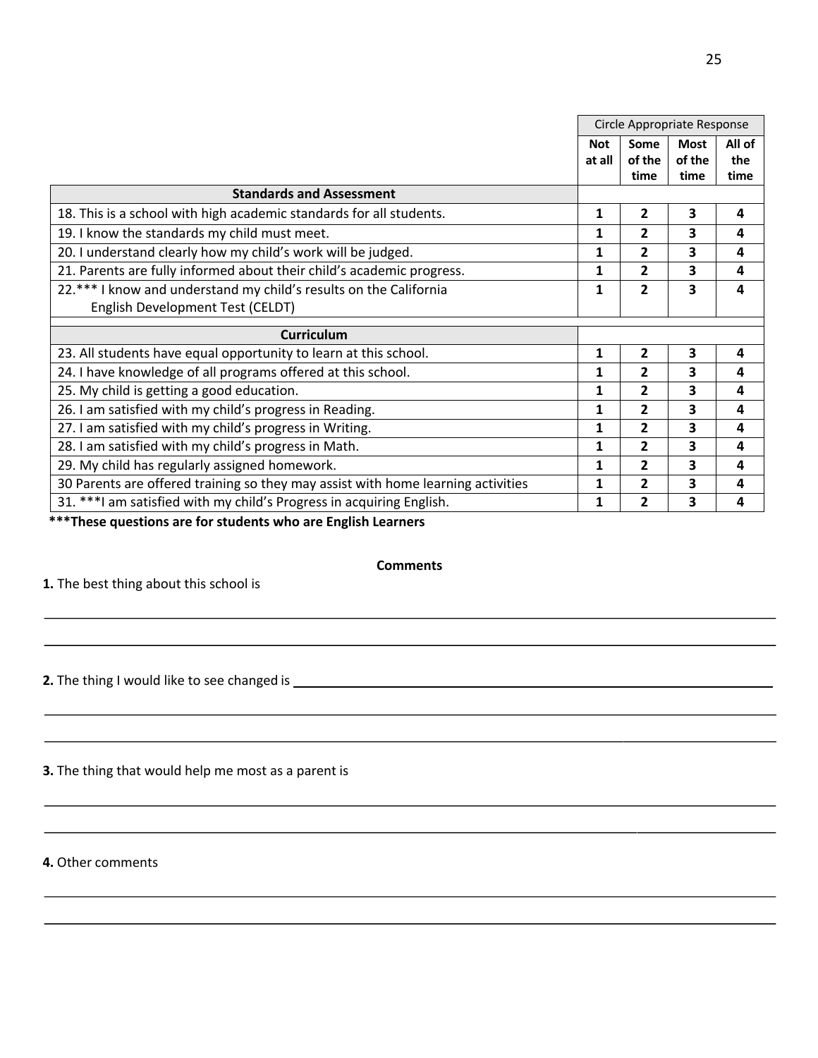| | Circle Appropriate Response | | | |
|---|---|---|---|---|
| | **Not at all** | **Some of the time** | **Most of the time** | **All of the time** |
| **Standards and Assessment** | | | | |
| 18. This is a school with high academic standards for all students. | **1** | **2** | **3** | **4** |
| 19. I know the standards my child must meet. | **1** | **2** | **3** | **4** |
| 20. I understand clearly how my child's work will be judged. | **1** | **2** | **3** | **4** |
| 21. Parents are fully informed about their child's academic progress. | **1** | **2** | **3** | **4** |
| 22.*** I know and understand my child's results on the California English Development Test (CELDT) | **1** | **2** | **3** | **4** |
| **Curriculum** | | | | |
| 23. All students have equal opportunity to learn at this school. | **1** | **2** | **3** | **4** |
| 24. I have knowledge of all programs offered at this school. | **1** | **2** | **3** | **4** |
| 25. My child is getting a good education. | **1** | **2** | **3** | **4** |
| 26. I am satisfied with my child's progress in Reading. | **1** | **2** | **3** | **4** |
| 27. I am satisfied with my child's progress in Writing. | **1** | **2** | **3** | **4** |
| 28. I am satisfied with my child's progress in Math. | **1** | **2** | **3** | **4** |
| 29. My child has regularly assigned homework. | **1** | **2** | **3** | **4** |
| 30 Parents are offered training so they may assist with home learning activities | **1** | **2** | **3** | **4** |
| 31. ***I am satisfied with my child's Progress in acquiring English. | **1** | **2** | **3** | **4** |

**\*\*\*These questions are for students who are English Learners**

**Comments**

**1.** The best thing about this school is

______________________________________________________________________

______________________________________________________________________

**2.** The thing I would like to see changed is ______________________________

______________________________________________________________________

______________________________________________________________________

**3.** The thing that would help me most as a parent is

______________________________________________________________________

______________________________________________________________________

**4.** Other comments

______________________________________________________________________

______________________________________________________________________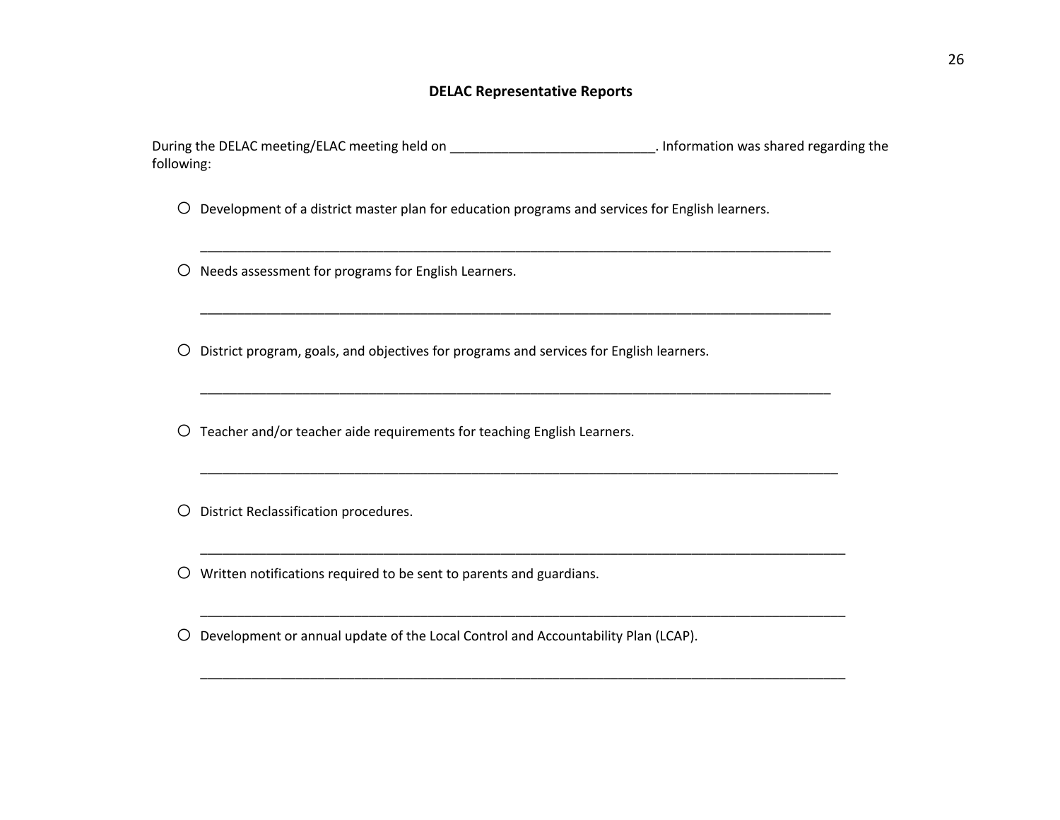## DELAC Representative Reports

During the DELAC meeting/ELAC meeting held on ____________________________. Information was shared regarding the following:

- ○ Development of a district master plan for education programs and services for English learners.

  ________________________________________________________________________________________

- ○ Needs assessment for programs for English Learners.

  ________________________________________________________________________________________

- ○ District program, goals, and objectives for programs and services for English learners.

  ________________________________________________________________________________________

- ○ Teacher and/or teacher aide requirements for teaching English Learners.

  ________________________________________________________________________________________

- ○ District Reclassification procedures.

  ________________________________________________________________________________________

- ○ Written notifications required to be sent to parents and guardians.

  ________________________________________________________________________________________

- ○ Development or annual update of the Local Control and Accountability Plan (LCAP).

  ________________________________________________________________________________________